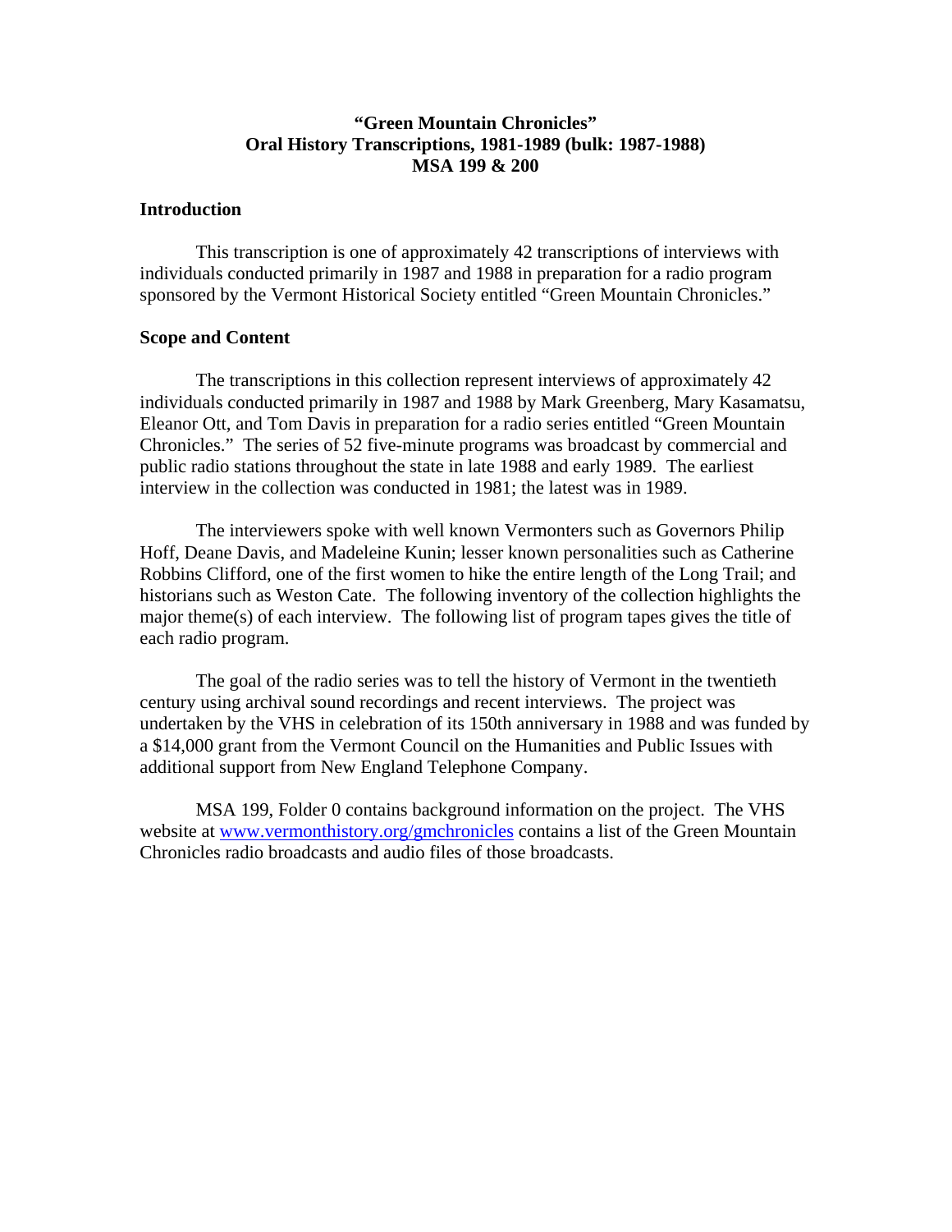# "Green Mountain Chronicles"
# Oral History Transcriptions, 1981-1989 (bulk: 1987-1988)
# MSA 199 & 200

## Introduction

This transcription is one of approximately 42 transcriptions of interviews with individuals conducted primarily in 1987 and 1988 in preparation for a radio program sponsored by the Vermont Historical Society entitled "Green Mountain Chronicles."

## Scope and Content

The transcriptions in this collection represent interviews of approximately 42 individuals conducted primarily in 1987 and 1988 by Mark Greenberg, Mary Kasamatsu, Eleanor Ott, and Tom Davis in preparation for a radio series entitled "Green Mountain Chronicles." The series of 52 five-minute programs was broadcast by commercial and public radio stations throughout the state in late 1988 and early 1989. The earliest interview in the collection was conducted in 1981; the latest was in 1989.

The interviewers spoke with well known Vermonters such as Governors Philip Hoff, Deane Davis, and Madeleine Kunin; lesser known personalities such as Catherine Robbins Clifford, one of the first women to hike the entire length of the Long Trail; and historians such as Weston Cate. The following inventory of the collection highlights the major theme(s) of each interview. The following list of program tapes gives the title of each radio program.

The goal of the radio series was to tell the history of Vermont in the twentieth century using archival sound recordings and recent interviews. The project was undertaken by the VHS in celebration of its 150th anniversary in 1988 and was funded by a $14,000 grant from the Vermont Council on the Humanities and Public Issues with additional support from New England Telephone Company.

MSA 199, Folder 0 contains background information on the project. The VHS website at [www.vermonthistory.org/gmchronicles](http://www.vermonthistory.org/gmchronicles) contains a list of the Green Mountain Chronicles radio broadcasts and audio files of those broadcasts.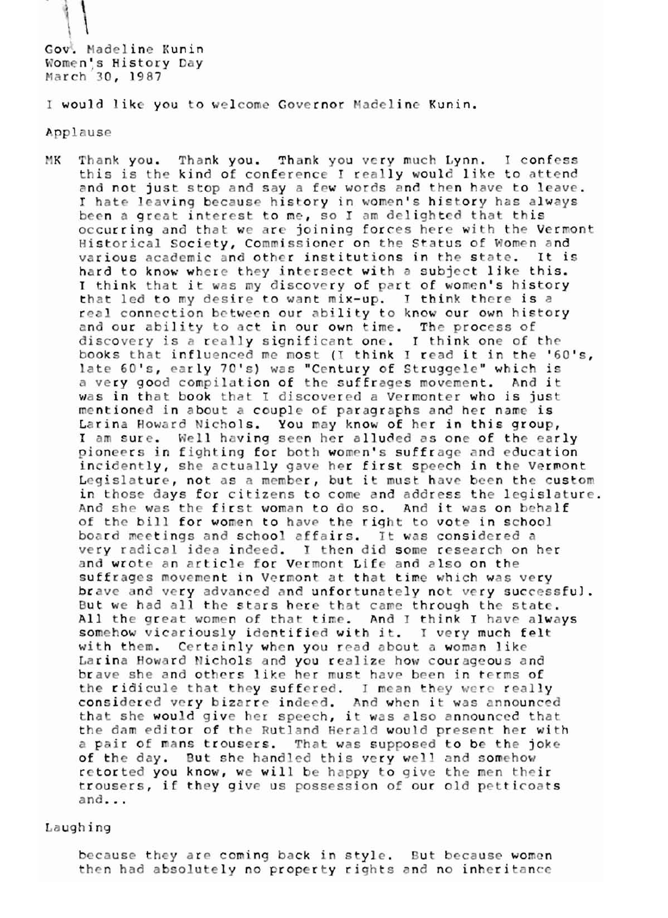Gov. Madeline Kunin
Women's History Day
March 30, 1987

I would like you to welcome Governor Madeline Kunin.

Applause

MK Thank you. Thank you. Thank you very much Lynn. I confess this is the kind of conference I really would like to attend and not just stop and say a few words and then have to leave. I hate leaving because history in women's history has always been a great interest to me, so I am delighted that this occurring and that we are joining forces here with the Vermont Historical Society, Commissioner on the Status of Women and various academic and other institutions in the state. It is hard to know where they intersect with a subject like this. I think that it was my discovery of part of women's history that led to my desire to want mix-up. I think there is a real connection between our ability to know our own history and our ability to act in our own time. The process of discovery is a really significant one. I think one of the books that influenced me most (I think I read it in the '60's, late 60's, early 70's) was "Century of Struggele" which is a very good compilation of the suffrages movement. And it was in that book that I discovered a Vermonter who is just mentioned in about a couple of paragraphs and her name is Larina Howard Nichols. You may know of her in this group, I am sure. Well having seen her alluded as one of the early pioneers in fighting for both women's suffrage and education incidently, she actually gave her first speech in the Vermont Legislature, not as a member, but it must have been the custom in those days for citizens to come and address the legislature. And she was the first woman to do so. And it was on behalf of the bill for women to have the right to vote in school board meetings and school affairs. It was considered a very radical idea indeed. I then did some research on her and wrote an article for Vermont Life and also on the suffrages movement in Vermont at that time which was very brave and very advanced and unfortunately not very successful. But we had all the stars here that came through the state. All the great women of that time. And I think I have always somehow vicariously identified with it. I very much felt with them. Certainly when you read about a woman like Larina Howard Nichols and you realize how courageous and brave she and others like her must have been in terms of the ridicule that they suffered. I mean they were really considered very bizarre indeed. And when it was announced that she would give her speech, it was also announced that the dam editor of the Rutland Herald would present her with a pair of mans trousers. That was supposed to be the joke of the day. But she handled this very well and somehow retorted you know, we will be happy to give the men their trousers, if they give us possession of our old petticoats and...

Laughing

because they are coming back in style. But because women then had absolutely no property rights and no inheritance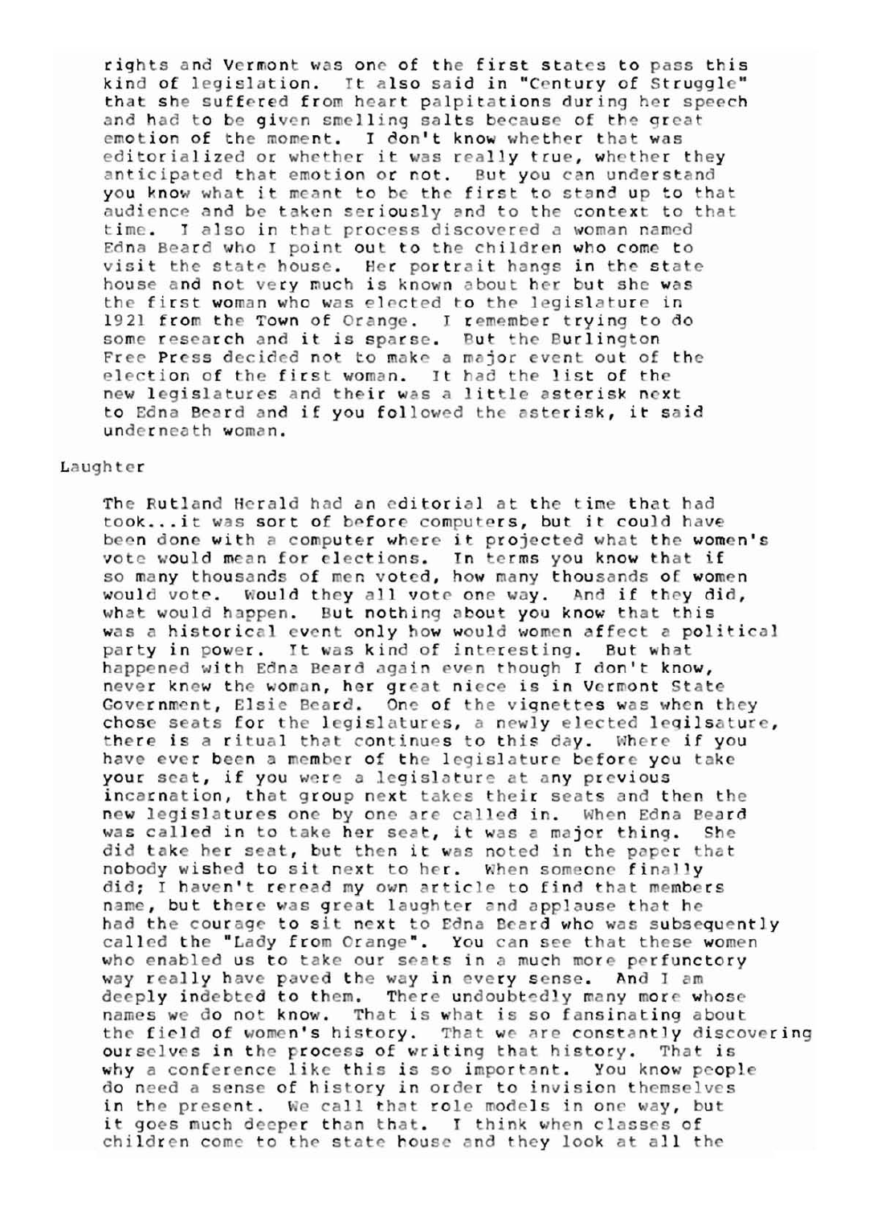rights and Vermont was one of the first states to pass this kind of legislation. It also said in "Century of Struggle" that she suffered from heart palpitations during her speech and had to be given smelling salts because of the great emotion of the moment. I don't know whether that was editorialized or whether it was really true, whether they anticipated that emotion or not. But you can understand you know what it meant to be the first to stand up to that audience and be taken seriously and to the context to that time. I also in that process discovered a woman named Edna Beard who I point out to the children who come to visit the state house. Her portrait hangs in the state house and not very much is known about her but she was the first woman who was elected to the legislature in 1921 from the Town of Orange. I remember trying to do some research and it is sparse. But the Burlington Free Press decided not to make a major event out of the election of the first woman. It had the list of the new legislatures and their was a little asterisk next to Edna Beard and if you followed the asterisk, it said underneath woman.

Laughter

The Rutland Herald had an editorial at the time that had took...it was sort of before computers, but it could have been done with a computer where it projected what the women's vote would mean for elections. In terms you know that if so many thousands of men voted, how many thousands of women would vote. Would they all vote one way. And if they did, what would happen. But nothing about you know that this was a historical event only how would women affect a political party in power. It was kind of interesting. But what happened with Edna Beard again even though I don't know, never knew the woman, her great niece is in Vermont State Government, Elsie Beard. One of the vignettes was when they chose seats for the legislatures, a newly elected legilsature, there is a ritual that continues to this day. Where if you have ever been a member of the legislature before you take your seat, if you were a legislature at any previous incarnation, that group next takes their seats and then the new legislatures one by one are called in. When Edna Beard was called in to take her seat, it was a major thing. She did take her seat, but then it was noted in the paper that nobody wished to sit next to her. When someone finally did; I haven't reread my own article to find that members name, but there was great laughter and applause that he had the courage to sit next to Edna Beard who was subsequently called the "Lady from Orange". You can see that these women who enabled us to take our seats in a much more perfunctory way really have paved the way in every sense. And I am deeply indebted to them. There undoubtedly many more whose names we do not know. That is what is so fansinating about the field of women's history. That we are constantly discovering ourselves in the process of writing that history. That is why a conference like this is so important. You know people do need a sense of history in order to invision themselves in the present. We call that role models in one way, but it goes much deeper than that. I think when classes of children come to the state house and they look at all the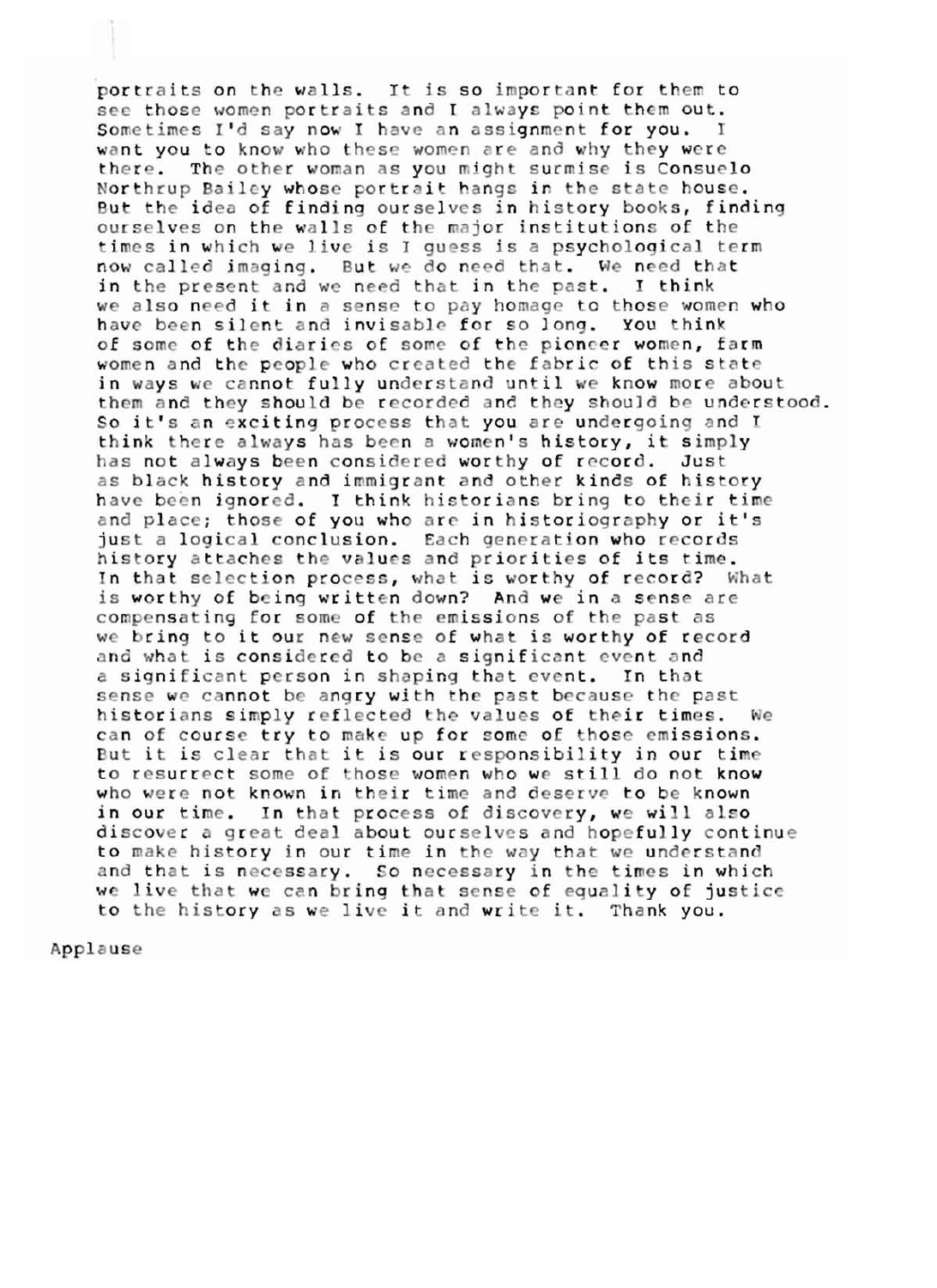portraits on the walls. It is so important for them to see those women portraits and I always point them out. Sometimes I'd say now I have an assignment for you. I want you to know who these women are and why they were there. The other woman as you might surmise is Consuelo Northrup Bailey whose portrait hangs in the state house. But the idea of finding ourselves in history books, finding ourselves on the walls of the major institutions of the times in which we live is I guess is a psychological term now called imaging. But we do need that. We need that in the present and we need that in the past. I think we also need it in a sense to pay homage to those women who have been silent and invisable for so long. You think of some of the diaries of some of the pioneer women, farm women and the people who created the fabric of this state in ways we cannot fully understand until we know more about them and they should be recorded and they should be understood. So it's an exciting process that you are undergoing and I think there always has been a women's history, it simply has not always been considered worthy of record. Just as black history and immigrant and other kinds of history have been ignored. I think historians bring to their time and place; those of you who are in historiography or it's just a logical conclusion. Each generation who records history attaches the values and priorities of its time. In that selection process, what is worthy of record? What is worthy of being written down? And we in a sense are compensating for some of the emissions of the past as we bring to it our new sense of what is worthy of record and what is considered to be a significant event and a significant person in shaping that event. In that sense we cannot be angry with the past because the past historians simply reflected the values of their times. We can of course try to make up for some of those emissions. But it is clear that it is our responsibility in our time to resurrect some of those women who we still do not know who were not known in their time and deserve to be known in our time. In that process of discovery, we will also discover a great deal about ourselves and hopefully continue to make history in our time in the way that we understand and that is necessary. So necessary in the times in which we live that we can bring that sense of equality of justice to the history as we live it and write it. Thank you.

Applause